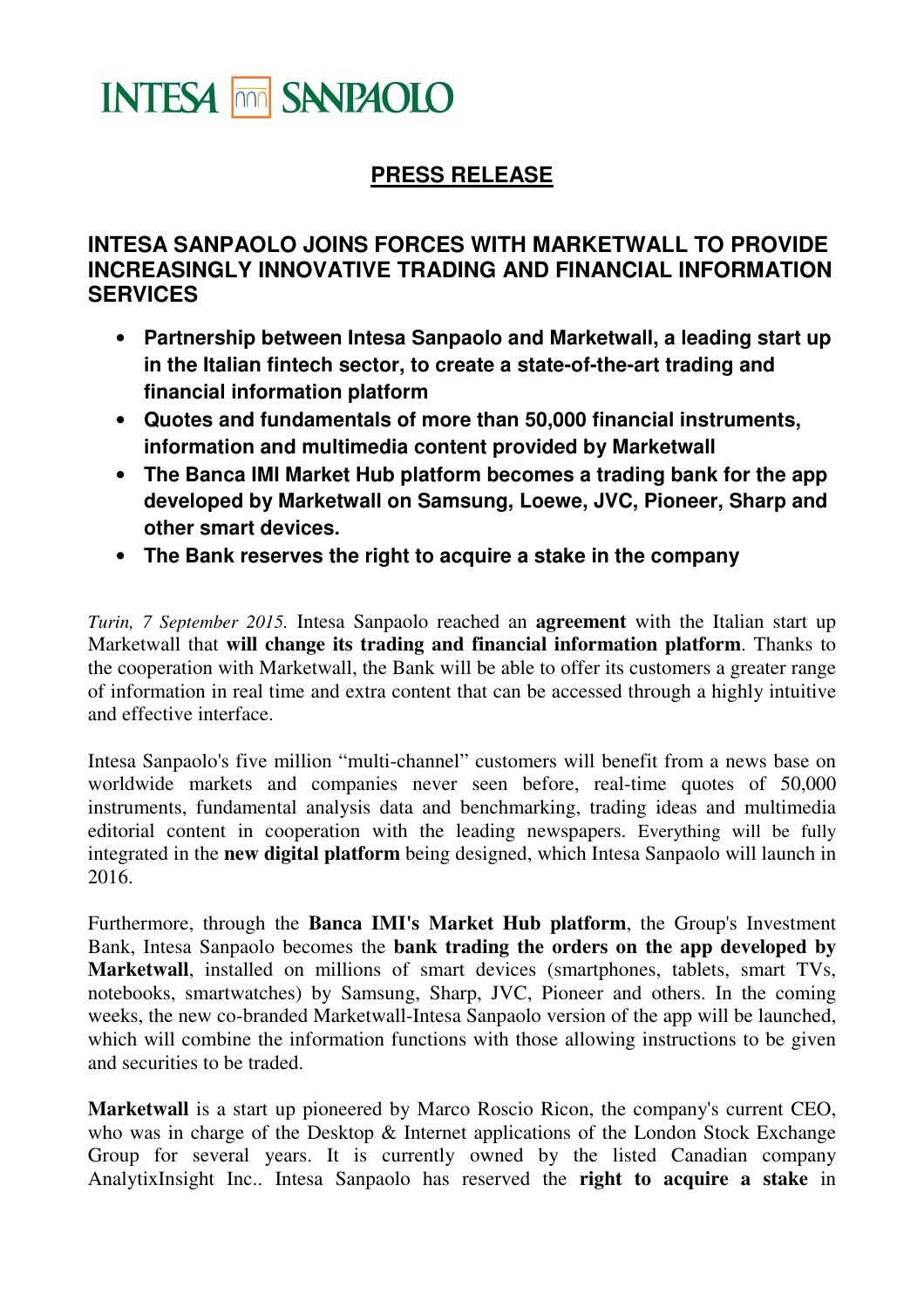INTESA SANPAOLO

**PRESS RELEASE**

## INTESA SANPAOLO JOINS FORCES WITH MARKETWALL TO PROVIDE INCREASINGLY INNOVATIVE TRADING AND FINANCIAL INFORMATION SERVICES

- **Partnership between Intesa Sanpaolo and Marketwall, a leading start up in the Italian fintech sector, to create a state-of-the-art trading and financial information platform**
- **Quotes and fundamentals of more than 50,000 financial instruments, information and multimedia content provided by Marketwall**
- **The Banca IMI Market Hub platform becomes a trading bank for the app developed by Marketwall on Samsung, Loewe, JVC, Pioneer, Sharp and other smart devices.**
- **The Bank reserves the right to acquire a stake in the company**

*Turin, 7 September 2015.* Intesa Sanpaolo reached an **agreement** with the Italian start up Marketwall that **will change its trading and financial information platform**. Thanks to the cooperation with Marketwall, the Bank will be able to offer its customers a greater range of information in real time and extra content that can be accessed through a highly intuitive and effective interface.

Intesa Sanpaolo's five million "multi-channel" customers will benefit from a news base on worldwide markets and companies never seen before, real-time quotes of 50,000 instruments, fundamental analysis data and benchmarking, trading ideas and multimedia editorial content in cooperation with the leading newspapers. Everything will be fully integrated in the **new digital platform** being designed, which Intesa Sanpaolo will launch in 2016.

Furthermore, through the **Banca IMI's Market Hub platform**, the Group's Investment Bank, Intesa Sanpaolo becomes the **bank trading the orders on the app developed by Marketwall**, installed on millions of smart devices (smartphones, tablets, smart TVs, notebooks, smartwatches) by Samsung, Sharp, JVC, Pioneer and others. In the coming weeks, the new co-branded Marketwall-Intesa Sanpaolo version of the app will be launched, which will combine the information functions with those allowing instructions to be given and securities to be traded.

**Marketwall** is a start up pioneered by Marco Roscio Ricon, the company's current CEO, who was in charge of the Desktop & Internet applications of the London Stock Exchange Group for several years. It is currently owned by the listed Canadian company AnalytixInsight Inc.. Intesa Sanpaolo has reserved the **right to acquire a stake** in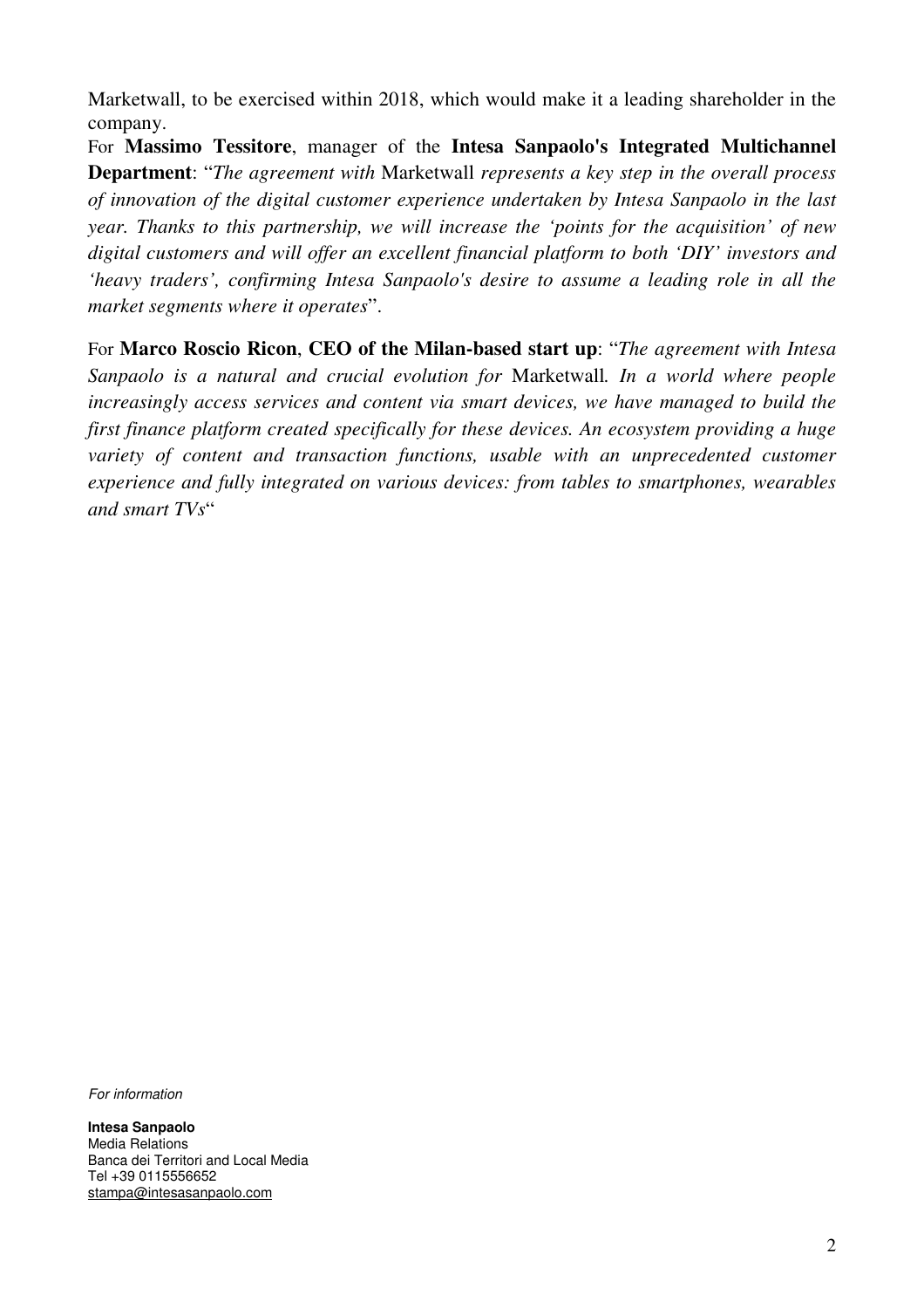Marketwall, to be exercised within 2018, which would make it a leading shareholder in the company.

For **Massimo Tessitore**, manager of the **Intesa Sanpaolo's Integrated Multichannel Department**: "*The agreement with* Marketwall *represents a key step in the overall process of innovation of the digital customer experience undertaken by Intesa Sanpaolo in the last year. Thanks to this partnership, we will increase the 'points for the acquisition' of new digital customers and will offer an excellent financial platform to both 'DIY' investors and 'heavy traders', confirming Intesa Sanpaolo's desire to assume a leading role in all the market segments where it operates*".

For **Marco Roscio Ricon**, **CEO of the Milan-based start up**: "*The agreement with Intesa Sanpaolo is a natural and crucial evolution for* Marketwall*. In a world where people increasingly access services and content via smart devices, we have managed to build the first finance platform created specifically for these devices. An ecosystem providing a huge variety of content and transaction functions, usable with an unprecedented customer experience and fully integrated on various devices: from tables to smartphones, wearables and smart TVs*"

*For information*

**Intesa Sanpaolo**
Media Relations
Banca dei Territori and Local Media
Tel +39 0115556652
stampa@intesasanpaolo.com